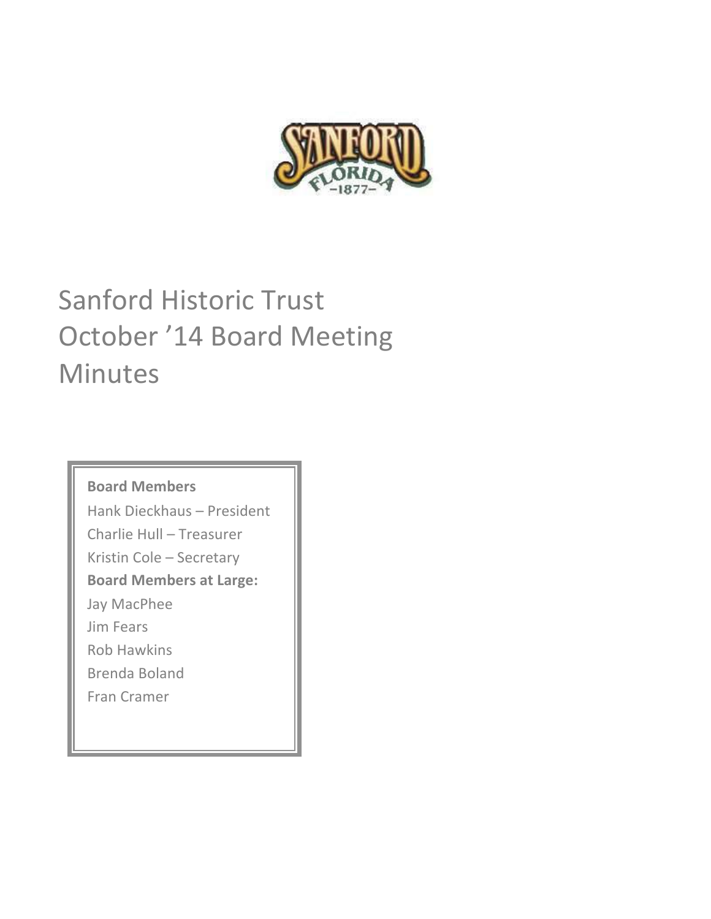# Sanford Historic Trust October ’14 Board Meeting Minutes

**Board Members**

Hank Dieckhaus – President

Charlie Hull – Treasurer

Kristin Cole – Secretary

**Board Members at Large:**

Jay MacPhee

Jim Fears

Rob Hawkins

Brenda Boland

Fran Cramer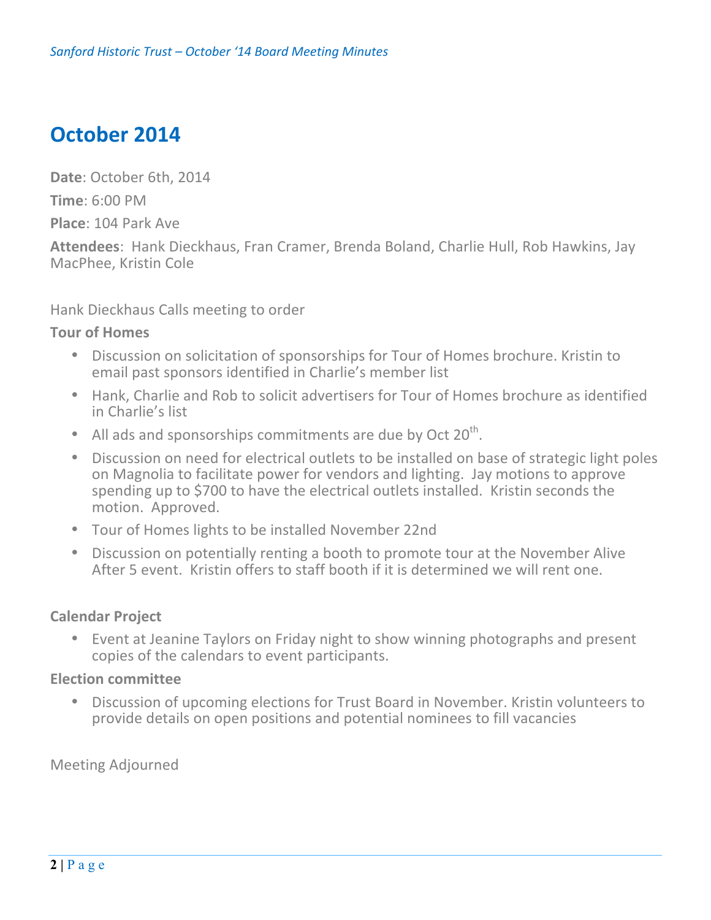## October 2014

**Date**: October 6th, 2014

**Time**: 6:00 PM

**Place**: 104 Park Ave

**Attendees**: Hank Dieckhaus, Fran Cramer, Brenda Boland, Charlie Hull, Rob Hawkins, Jay MacPhee, Kristin Cole

Hank Dieckhaus Calls meeting to order

**Tour of Homes**

- Discussion on solicitation of sponsorships for Tour of Homes brochure. Kristin to email past sponsors identified in Charlie's member list
- Hank, Charlie and Rob to solicit advertisers for Tour of Homes brochure as identified in Charlie's list
- All ads and sponsorships commitments are due by Oct 20th.
- Discussion on need for electrical outlets to be installed on base of strategic light poles on Magnolia to facilitate power for vendors and lighting. Jay motions to approve spending up to $700 to have the electrical outlets installed. Kristin seconds the motion. Approved.
- Tour of Homes lights to be installed November 22nd
- Discussion on potentially renting a booth to promote tour at the November Alive After 5 event. Kristin offers to staff booth if it is determined we will rent one.

**Calendar Project**

- Event at Jeanine Taylors on Friday night to show winning photographs and present copies of the calendars to event participants.

**Election committee**

- Discussion of upcoming elections for Trust Board in November. Kristin volunteers to provide details on open positions and potential nominees to fill vacancies

Meeting Adjourned